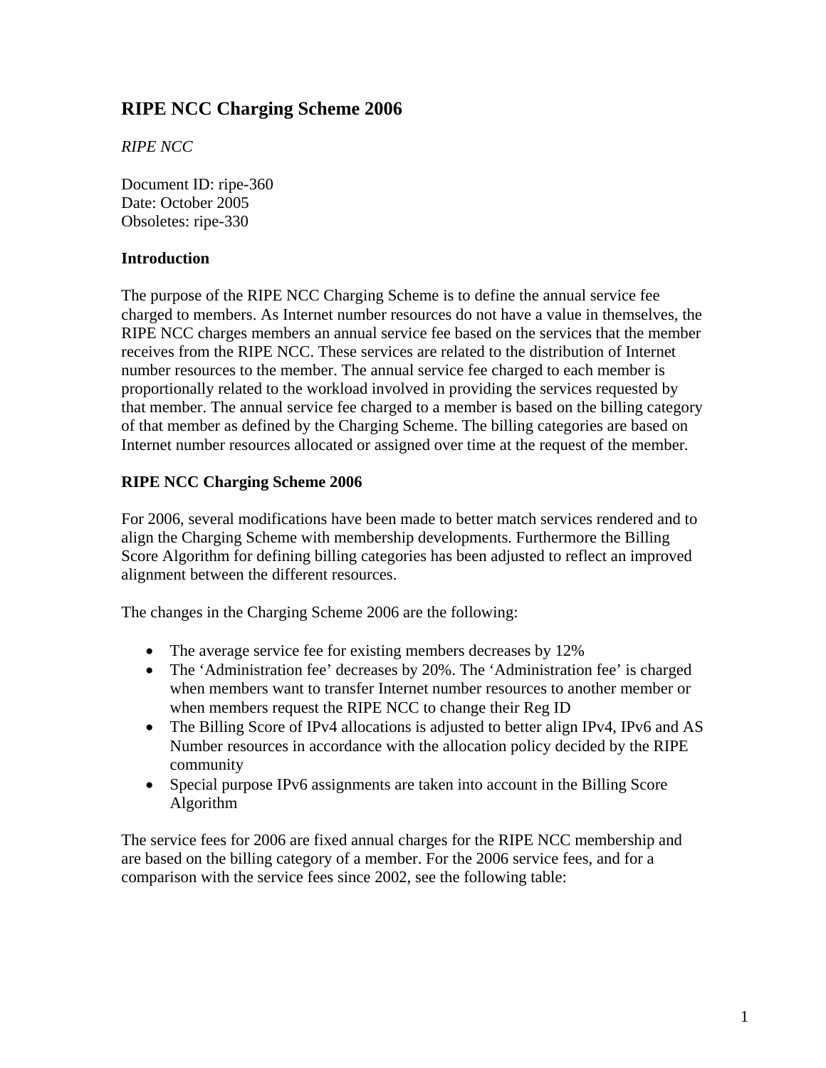# RIPE NCC Charging Scheme 2006

*RIPE NCC*

Document ID: ripe-360
Date: October 2005
Obsoletes: ripe-330

**Introduction**

The purpose of the RIPE NCC Charging Scheme is to define the annual service fee charged to members. As Internet number resources do not have a value in themselves, the RIPE NCC charges members an annual service fee based on the services that the member receives from the RIPE NCC. These services are related to the distribution of Internet number resources to the member. The annual service fee charged to each member is proportionally related to the workload involved in providing the services requested by that member. The annual service fee charged to a member is based on the billing category of that member as defined by the Charging Scheme. The billing categories are based on Internet number resources allocated or assigned over time at the request of the member.

**RIPE NCC Charging Scheme 2006**

For 2006, several modifications have been made to better match services rendered and to align the Charging Scheme with membership developments. Furthermore the Billing Score Algorithm for defining billing categories has been adjusted to reflect an improved alignment between the different resources.

The changes in the Charging Scheme 2006 are the following:

- The average service fee for existing members decreases by 12%
- The 'Administration fee' decreases by 20%. The 'Administration fee' is charged when members want to transfer Internet number resources to another member or when members request the RIPE NCC to change their Reg ID
- The Billing Score of IPv4 allocations is adjusted to better align IPv4, IPv6 and AS Number resources in accordance with the allocation policy decided by the RIPE community
- Special purpose IPv6 assignments are taken into account in the Billing Score Algorithm

The service fees for 2006 are fixed annual charges for the RIPE NCC membership and are based on the billing category of a member. For the 2006 service fees, and for a comparison with the service fees since 2002, see the following table: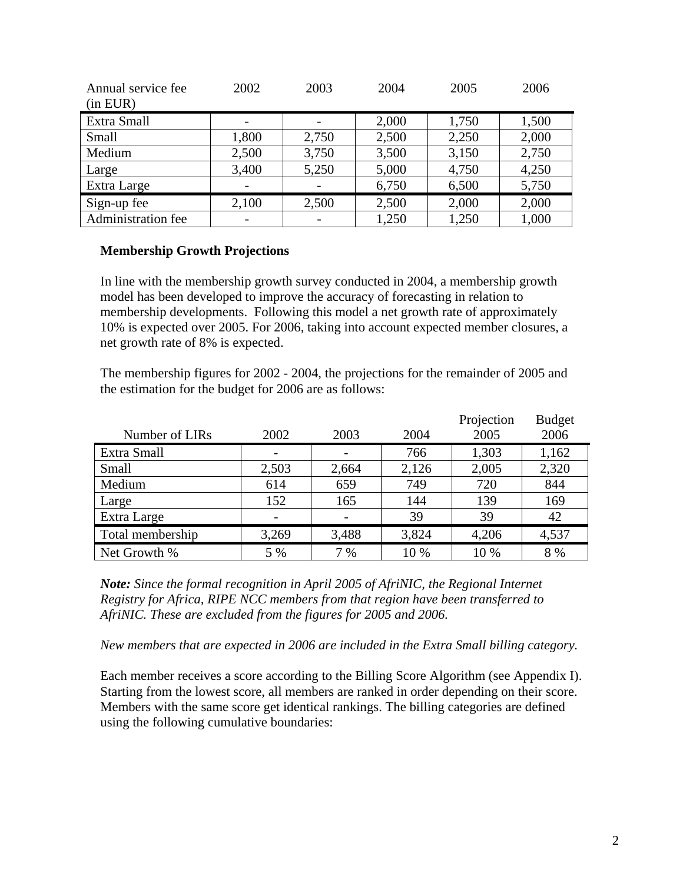| Annual service fee (in EUR) | 2002 | 2003 | 2004 | 2005 | 2006 |
|---|---|---|---|---|---|
| Extra Small | - | - | 2,000 | 1,750 | 1,500 |
| Small | 1,800 | 2,750 | 2,500 | 2,250 | 2,000 |
| Medium | 2,500 | 3,750 | 3,500 | 3,150 | 2,750 |
| Large | 3,400 | 5,250 | 5,000 | 4,750 | 4,250 |
| Extra Large | - | - | 6,750 | 6,500 | 5,750 |
| Sign-up fee | 2,100 | 2,500 | 2,500 | 2,000 | 2,000 |
| Administration fee | - | - | 1,250 | 1,250 | 1,000 |

**Membership Growth Projections**

In line with the membership growth survey conducted in 2004, a membership growth model has been developed to improve the accuracy of forecasting in relation to membership developments. Following this model a net growth rate of approximately 10% is expected over 2005. For 2006, taking into account expected member closures, a net growth rate of 8% is expected.

The membership figures for 2002 - 2004, the projections for the remainder of 2005 and the estimation for the budget for 2006 are as follows:

| Number of LIRs | 2002 | 2003 | 2004 | Projection 2005 | Budget 2006 |
|---|---|---|---|---|---|
| Extra Small | - | - | 766 | 1,303 | 1,162 |
| Small | 2,503 | 2,664 | 2,126 | 2,005 | 2,320 |
| Medium | 614 | 659 | 749 | 720 | 844 |
| Large | 152 | 165 | 144 | 139 | 169 |
| Extra Large | - | - | 39 | 39 | 42 |
| Total membership | 3,269 | 3,488 | 3,824 | 4,206 | 4,537 |
| Net Growth % | 5 % | 7 % | 10 % | 10 % | 8 % |

***Note:*** *Since the formal recognition in April 2005 of AfriNIC, the Regional Internet Registry for Africa, RIPE NCC members from that region have been transferred to AfriNIC. These are excluded from the figures for 2005 and 2006.*

*New members that are expected in 2006 are included in the Extra Small billing category.*

Each member receives a score according to the Billing Score Algorithm (see Appendix I). Starting from the lowest score, all members are ranked in order depending on their score. Members with the same score get identical rankings. The billing categories are defined using the following cumulative boundaries: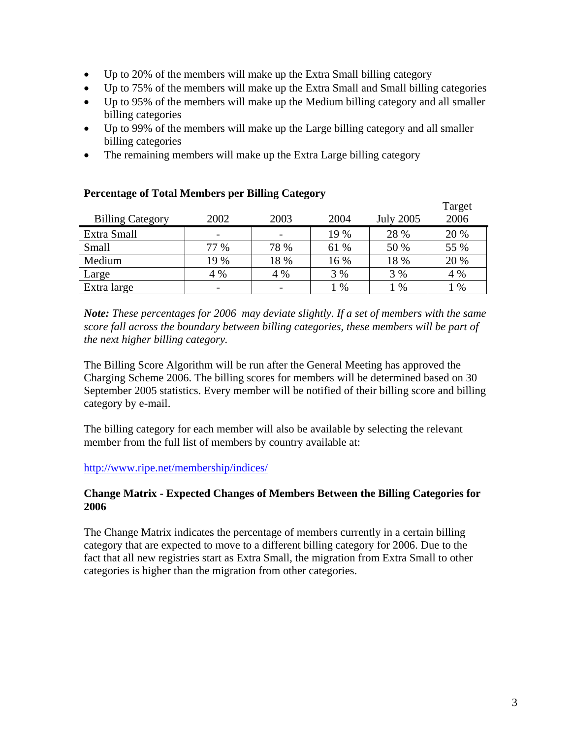- Up to 20% of the members will make up the Extra Small billing category
- Up to 75% of the members will make up the Extra Small and Small billing categories
- Up to 95% of the members will make up the Medium billing category and all smaller billing categories
- Up to 99% of the members will make up the Large billing category and all smaller billing categories
- The remaining members will make up the Extra Large billing category

**Percentage of Total Members per Billing Category**

| Billing Category | 2002 | 2003 | 2004 | July 2005 | Target 2006 |
|---|---|---|---|---|---|
| Extra Small | - | - | 19 % | 28 % | 20 % |
| Small | 77 % | 78 % | 61 % | 50 % | 55 % |
| Medium | 19 % | 18 % | 16 % | 18 % | 20 % |
| Large | 4 % | 4 % | 3 % | 3 % | 4 % |
| Extra large | - | - | 1 % | 1 % | 1 % |

***Note:** These percentages for 2006 may deviate slightly. If a set of members with the same score fall across the boundary between billing categories, these members will be part of the next higher billing category.*

The Billing Score Algorithm will be run after the General Meeting has approved the Charging Scheme 2006. The billing scores for members will be determined based on 30 September 2005 statistics. Every member will be notified of their billing score and billing category by e-mail.

The billing category for each member will also be available by selecting the relevant member from the full list of members by country available at:

http://www.ripe.net/membership/indices/

**Change Matrix - Expected Changes of Members Between the Billing Categories for 2006**

The Change Matrix indicates the percentage of members currently in a certain billing category that are expected to move to a different billing category for 2006. Due to the fact that all new registries start as Extra Small, the migration from Extra Small to other categories is higher than the migration from other categories.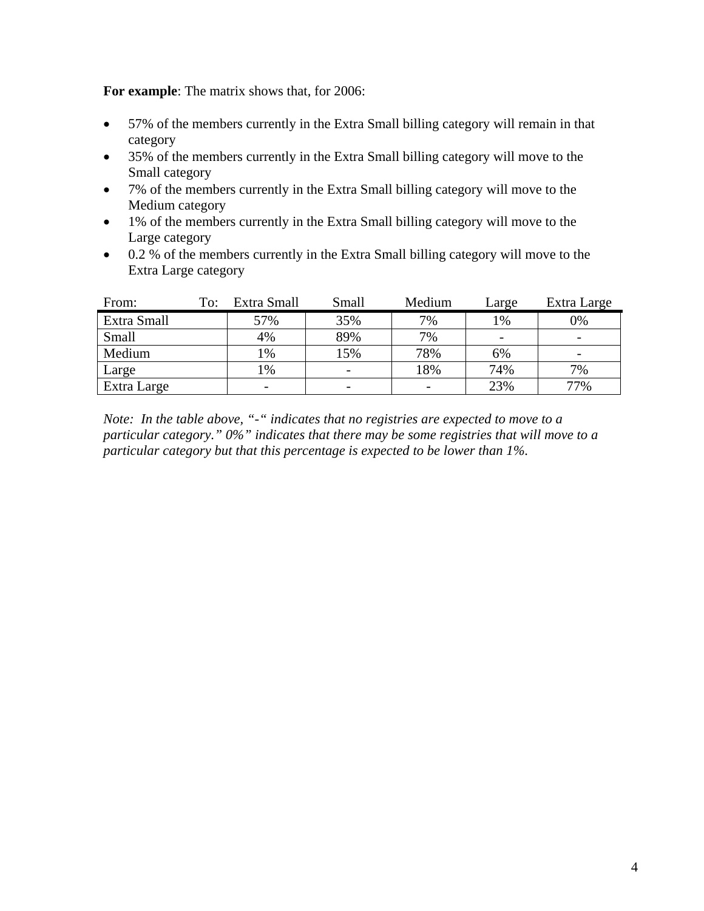**For example**: The matrix shows that, for 2006:

- 57% of the members currently in the Extra Small billing category will remain in that category
- 35% of the members currently in the Extra Small billing category will move to the Small category
- 7% of the members currently in the Extra Small billing category will move to the Medium category
- 1% of the members currently in the Extra Small billing category will move to the Large category
- 0.2 % of the members currently in the Extra Small billing category will move to the Extra Large category

| From: To: | Extra Small | Small | Medium | Large | Extra Large |
|---|---|---|---|---|---|
| Extra Small | 57% | 35% | 7% | 1% | 0% |
| Small | 4% | 89% | 7% | - | - |
| Medium | 1% | 15% | 78% | 6% | - |
| Large | 1% | - | 18% | 74% | 7% |
| Extra Large | - | - | - | 23% | 77% |

*Note: In the table above, "-" indicates that no registries are expected to move to a particular category." 0%" indicates that there may be some registries that will move to a particular category but that this percentage is expected to be lower than 1%.*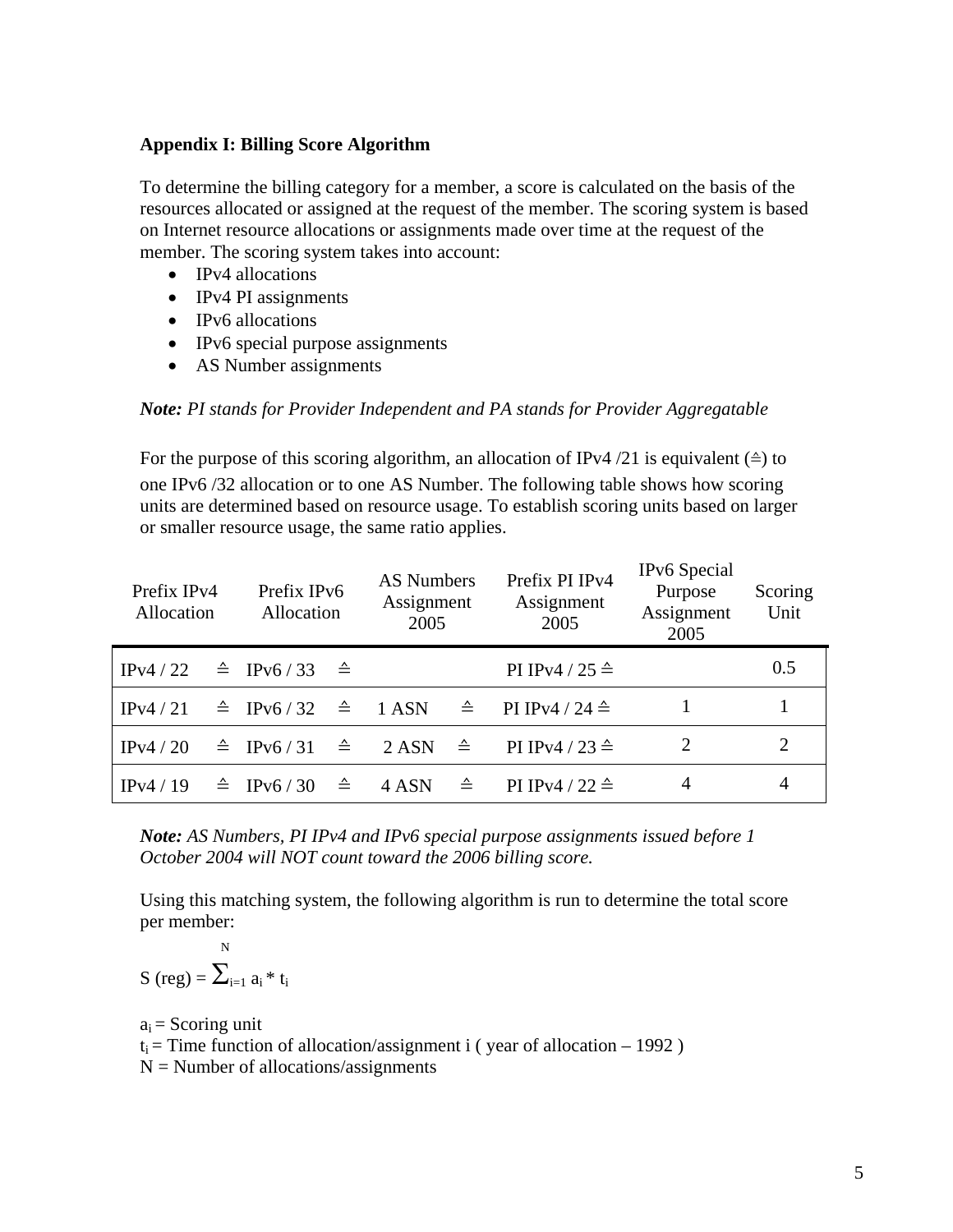**Appendix I: Billing Score Algorithm**

To determine the billing category for a member, a score is calculated on the basis of the resources allocated or assigned at the request of the member. The scoring system is based on Internet resource allocations or assignments made over time at the request of the member. The scoring system takes into account:

- IPv4 allocations
- IPv4 PI assignments
- IPv6 allocations
- IPv6 special purpose assignments
- AS Number assignments

***Note:*** *PI stands for Provider Independent and PA stands for Provider Aggregatable*

For the purpose of this scoring algorithm, an allocation of IPv4 /21 is equivalent (≙) to one IPv6 /32 allocation or to one AS Number. The following table shows how scoring units are determined based on resource usage. To establish scoring units based on larger or smaller resource usage, the same ratio applies.

| Prefix IPv4 Allocation | | Prefix IPv6 Allocation | | AS Numbers Assignment 2005 | | Prefix PI IPv4 Assignment 2005 | IPv6 Special Purpose Assignment 2005 | Scoring Unit |
|---|---|---|---|---|---|---|---|---|
| IPv4 / 22 | ≙ | IPv6 / 33 | ≙ | | | PI IPv4 / 25 ≙ | | 0.5 |
| IPv4 / 21 | ≙ | IPv6 / 32 | ≙ | 1 ASN | ≙ | PI IPv4 / 24 ≙ | 1 | 1 |
| IPv4 / 20 | ≙ | IPv6 / 31 | ≙ | 2 ASN | ≙ | PI IPv4 / 23 ≙ | 2 | 2 |
| IPv4 / 19 | ≙ | IPv6 / 30 | ≙ | 4 ASN | ≙ | PI IPv4 / 22 ≙ | 4 | 4 |

***Note:*** *AS Numbers, PI IPv4 and IPv6 special purpose assignments issued before 1 October 2004 will NOT count toward the 2006 billing score.*

Using this matching system, the following algorithm is run to determine the total score per member:

$$S\ (reg) = \sum_{i=1}^{N} a_i * t_i$$

$a_i$ = Scoring unit
$t_i$ = Time function of allocation/assignment i ( year of allocation – 1992 )
N = Number of allocations/assignments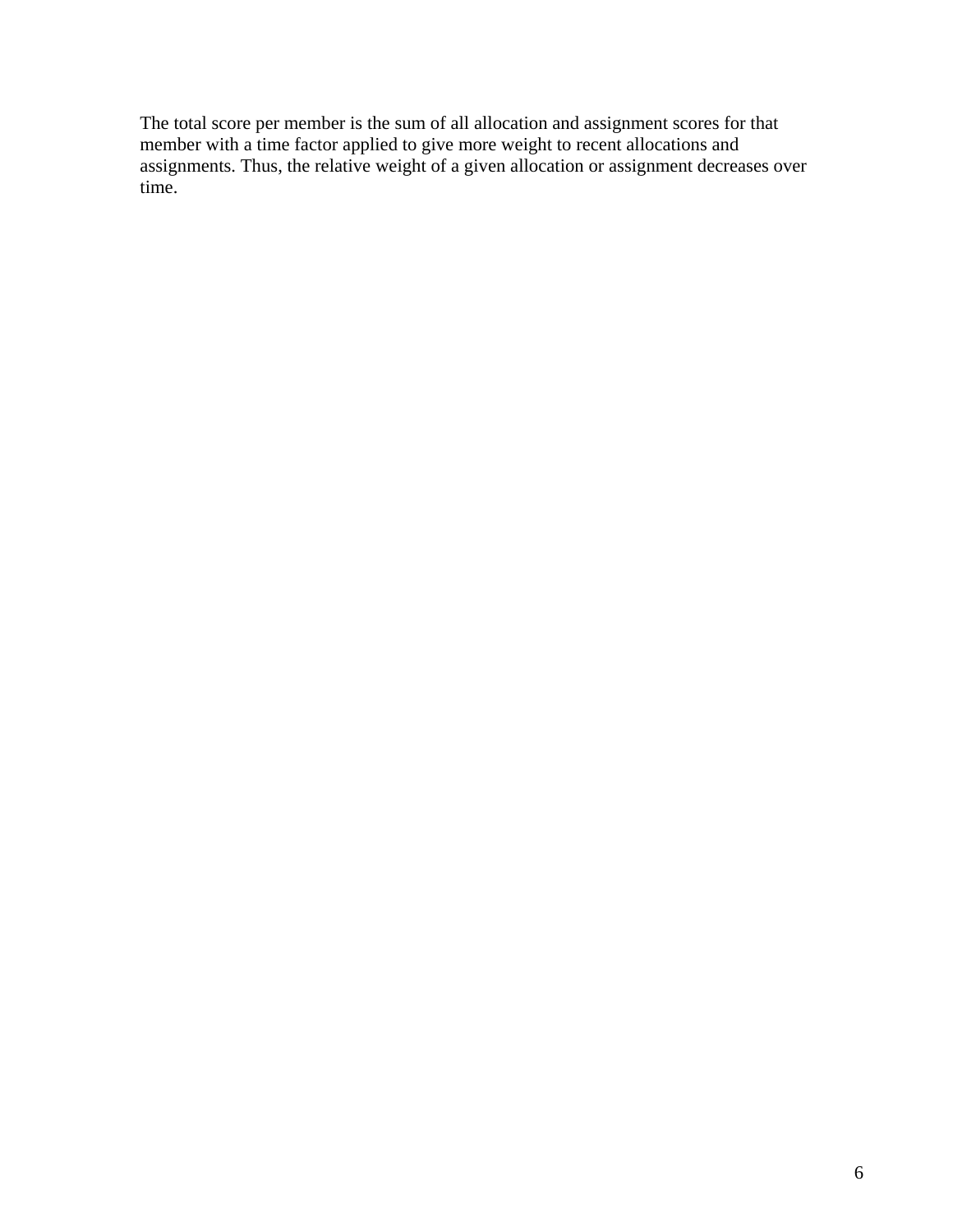The total score per member is the sum of all allocation and assignment scores for that member with a time factor applied to give more weight to recent allocations and assignments. Thus, the relative weight of a given allocation or assignment decreases over time.